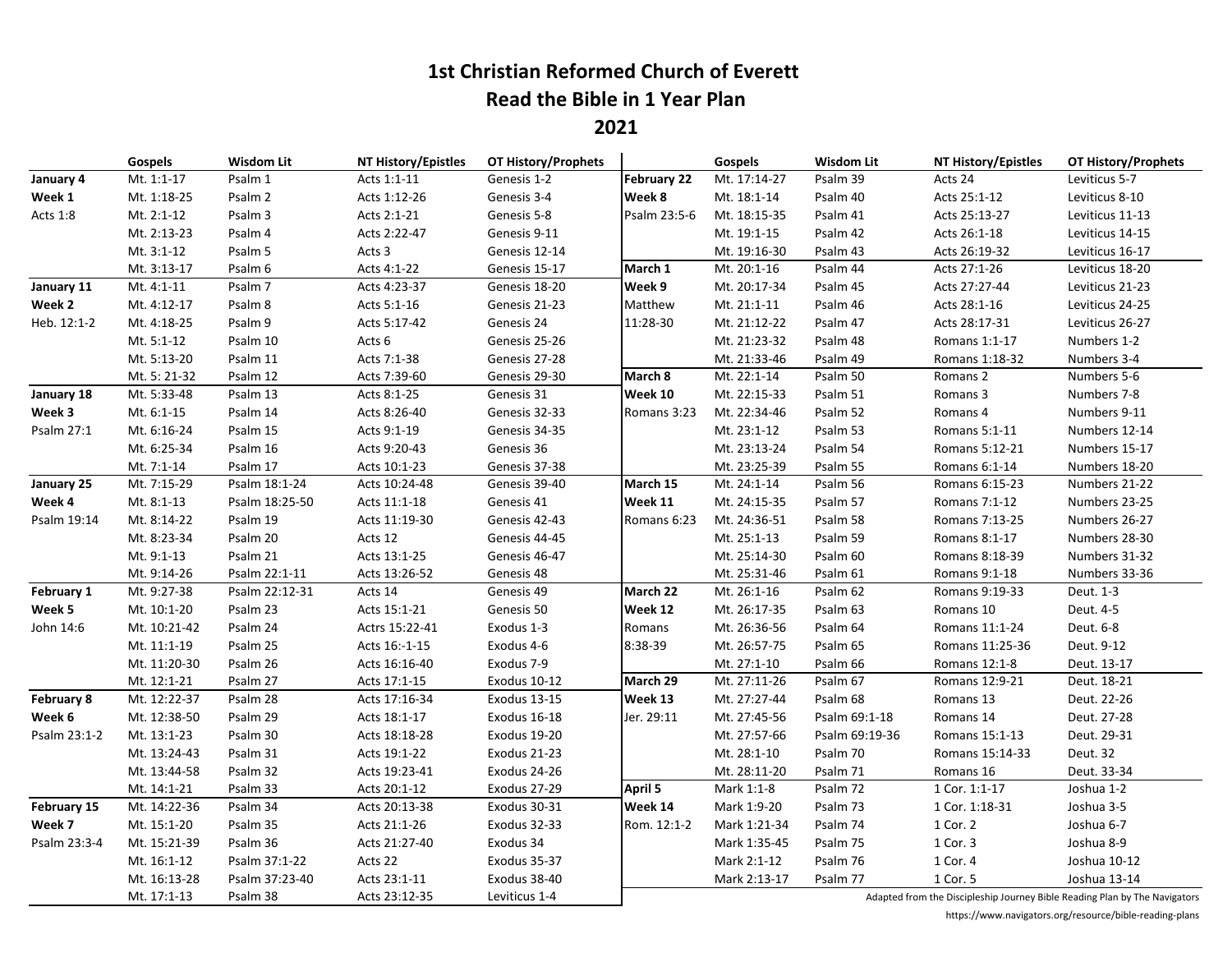# 1st Christian Reformed Church of Everett
## Read the Bible in 1 Year Plan
## 2021

| | Gospels | Wisdom Lit | NT History/Epistles | OT History/Prophets |
|---|---|---|---|---|
| **January 4** | Mt. 1:1-17 | Psalm 1 | Acts 1:1-11 | Genesis 1-2 |
| **Week 1** | Mt. 1:18-25 | Psalm 2 | Acts 1:12-26 | Genesis 3-4 |
| Acts 1:8 | Mt. 2:1-12 | Psalm 3 | Acts 2:1-21 | Genesis 5-8 |
| | Mt. 2:13-23 | Psalm 4 | Acts 2:22-47 | Genesis 9-11 |
| | Mt. 3:1-12 | Psalm 5 | Acts 3 | Genesis 12-14 |
| | Mt. 3:13-17 | Psalm 6 | Acts 4:1-22 | Genesis 15-17 |
| **January 11** | Mt. 4:1-11 | Psalm 7 | Acts 4:23-37 | Genesis 18-20 |
| **Week 2** | Mt. 4:12-17 | Psalm 8 | Acts 5:1-16 | Genesis 21-23 |
| Heb. 12:1-2 | Mt. 4:18-25 | Psalm 9 | Acts 5:17-42 | Genesis 24 |
| | Mt. 5:1-12 | Psalm 10 | Acts 6 | Genesis 25-26 |
| | Mt. 5:13-20 | Psalm 11 | Acts 7:1-38 | Genesis 27-28 |
| | Mt. 5: 21-32 | Psalm 12 | Acts 7:39-60 | Genesis 29-30 |
| **January 18** | Mt. 5:33-48 | Psalm 13 | Acts 8:1-25 | Genesis 31 |
| **Week 3** | Mt. 6:1-15 | Psalm 14 | Acts 8:26-40 | Genesis 32-33 |
| Psalm 27:1 | Mt. 6:16-24 | Psalm 15 | Acts 9:1-19 | Genesis 34-35 |
| | Mt. 6:25-34 | Psalm 16 | Acts 9:20-43 | Genesis 36 |
| | Mt. 7:1-14 | Psalm 17 | Acts 10:1-23 | Genesis 37-38 |
| **January 25** | Mt. 7:15-29 | Psalm 18:1-24 | Acts 10:24-48 | Genesis 39-40 |
| **Week 4** | Mt. 8:1-13 | Psalm 18:25-50 | Acts 11:1-18 | Genesis 41 |
| Psalm 19:14 | Mt. 8:14-22 | Psalm 19 | Acts 11:19-30 | Genesis 42-43 |
| | Mt. 8:23-34 | Psalm 20 | Acts 12 | Genesis 44-45 |
| | Mt. 9:1-13 | Psalm 21 | Acts 13:1-25 | Genesis 46-47 |
| | Mt. 9:14-26 | Psalm 22:1-11 | Acts 13:26-52 | Genesis 48 |
| **February 1** | Mt. 9:27-38 | Psalm 22:12-31 | Acts 14 | Genesis 49 |
| **Week 5** | Mt. 10:1-20 | Psalm 23 | Acts 15:1-21 | Genesis 50 |
| John 14:6 | Mt. 10:21-42 | Psalm 24 | Actrs 15:22-41 | Exodus 1-3 |
| | Mt. 11:1-19 | Psalm 25 | Acts 16:-1-15 | Exodus 4-6 |
| | Mt. 11:20-30 | Psalm 26 | Acts 16:16-40 | Exodus 7-9 |
| | Mt. 12:1-21 | Psalm 27 | Acts 17:1-15 | Exodus 10-12 |
| **February 8** | Mt. 12:22-37 | Psalm 28 | Acts 17:16-34 | Exodus 13-15 |
| **Week 6** | Mt. 12:38-50 | Psalm 29 | Acts 18:1-17 | Exodus 16-18 |
| Psalm 23:1-2 | Mt. 13:1-23 | Psalm 30 | Acts 18:18-28 | Exodus 19-20 |
| | Mt. 13:24-43 | Psalm 31 | Acts 19:1-22 | Exodus 21-23 |
| | Mt. 13:44-58 | Psalm 32 | Acts 19:23-41 | Exodus 24-26 |
| | Mt. 14:1-21 | Psalm 33 | Acts 20:1-12 | Exodus 27-29 |
| **February 15** | Mt. 14:22-36 | Psalm 34 | Acts 20:13-38 | Exodus 30-31 |
| **Week 7** | Mt. 15:1-20 | Psalm 35 | Acts 21:1-26 | Exodus 32-33 |
| Psalm 23:3-4 | Mt. 15:21-39 | Psalm 36 | Acts 21:27-40 | Exodus 34 |
| | Mt. 16:1-12 | Psalm 37:1-22 | Acts 22 | Exodus 35-37 |
| | Mt. 16:13-28 | Psalm 37:23-40 | Acts 23:1-11 | Exodus 38-40 |
| | Mt. 17:1-13 | Psalm 38 | Acts 23:12-35 | Leviticus 1-4 |
| **February 22** | Mt. 17:14-27 | Psalm 39 | Acts 24 | Leviticus 5-7 |
| **Week 8** | Mt. 18:1-14 | Psalm 40 | Acts 25:1-12 | Leviticus 8-10 |
| Psalm 23:5-6 | Mt. 18:15-35 | Psalm 41 | Acts 25:13-27 | Leviticus 11-13 |
| | Mt. 19:1-15 | Psalm 42 | Acts 26:1-18 | Leviticus 14-15 |
| | Mt. 19:16-30 | Psalm 43 | Acts 26:19-32 | Leviticus 16-17 |
| **March 1** | Mt. 20:1-16 | Psalm 44 | Acts 27:1-26 | Leviticus 18-20 |
| **Week 9** | Mt. 20:17-34 | Psalm 45 | Acts 27:27-44 | Leviticus 21-23 |
| Matthew | Mt. 21:1-11 | Psalm 46 | Acts 28:1-16 | Leviticus 24-25 |
| 11:28-30 | Mt. 21:12-22 | Psalm 47 | Acts 28:17-31 | Leviticus 26-27 |
| | Mt. 21:23-32 | Psalm 48 | Romans 1:1-17 | Numbers 1-2 |
| | Mt. 21:33-46 | Psalm 49 | Romans 1:18-32 | Numbers 3-4 |
| **March 8** | Mt. 22:1-14 | Psalm 50 | Romans 2 | Numbers 5-6 |
| **Week 10** | Mt. 22:15-33 | Psalm 51 | Romans 3 | Numbers 7-8 |
| Romans 3:23 | Mt. 22:34-46 | Psalm 52 | Romans 4 | Numbers 9-11 |
| | Mt. 23:1-12 | Psalm 53 | Romans 5:1-11 | Numbers 12-14 |
| | Mt. 23:13-24 | Psalm 54 | Romans 5:12-21 | Numbers 15-17 |
| | Mt. 23:25-39 | Psalm 55 | Romans 6:1-14 | Numbers 18-20 |
| **March 15** | Mt. 24:1-14 | Psalm 56 | Romans 6:15-23 | Numbers 21-22 |
| **Week 11** | Mt. 24:15-35 | Psalm 57 | Romans 7:1-12 | Numbers 23-25 |
| Romans 6:23 | Mt. 24:36-51 | Psalm 58 | Romans 7:13-25 | Numbers 26-27 |
| | Mt. 25:1-13 | Psalm 59 | Romans 8:1-17 | Numbers 28-30 |
| | Mt. 25:14-30 | Psalm 60 | Romans 8:18-39 | Numbers 31-32 |
| | Mt. 25:31-46 | Psalm 61 | Romans 9:1-18 | Numbers 33-36 |
| **March 22** | Mt. 26:1-16 | Psalm 62 | Romans 9:19-33 | Deut. 1-3 |
| **Week 12** | Mt. 26:17-35 | Psalm 63 | Romans 10 | Deut. 4-5 |
| Romans | Mt. 26:36-56 | Psalm 64 | Romans 11:1-24 | Deut. 6-8 |
| 8:38-39 | Mt. 26:57-75 | Psalm 65 | Romans 11:25-36 | Deut. 9-12 |
| | Mt. 27:1-10 | Psalm 66 | Romans 12:1-8 | Deut. 13-17 |
| **March 29** | Mt. 27:11-26 | Psalm 67 | Romans 12:9-21 | Deut. 18-21 |
| **Week 13** | Mt. 27:27-44 | Psalm 68 | Romans 13 | Deut. 22-26 |
| Jer. 29:11 | Mt. 27:45-56 | Psalm 69:1-18 | Romans 14 | Deut. 27-28 |
| | Mt. 27:57-66 | Psalm 69:19-36 | Romans 15:1-13 | Deut. 29-31 |
| | Mt. 28:1-10 | Psalm 70 | Romans 15:14-33 | Deut. 32 |
| | Mt. 28:11-20 | Psalm 71 | Romans 16 | Deut. 33-34 |
| **April 5** | Mark 1:1-8 | Psalm 72 | 1 Cor. 1:1-17 | Joshua 1-2 |
| **Week 14** | Mark 1:9-20 | Psalm 73 | 1 Cor. 1:18-31 | Joshua 3-5 |
| Rom. 12:1-2 | Mark 1:21-34 | Psalm 74 | 1 Cor. 2 | Joshua 6-7 |
| | Mark 1:35-45 | Psalm 75 | 1 Cor. 3 | Joshua 8-9 |
| | Mark 2:1-12 | Psalm 76 | 1 Cor. 4 | Joshua 10-12 |
| | Mark 2:13-17 | Psalm 77 | 1 Cor. 5 | Joshua 13-14 |

Adapted from the Discipleship Journey Bible Reading Plan by The Navigators
https://www.navigators.org/resource/bible-reading-plans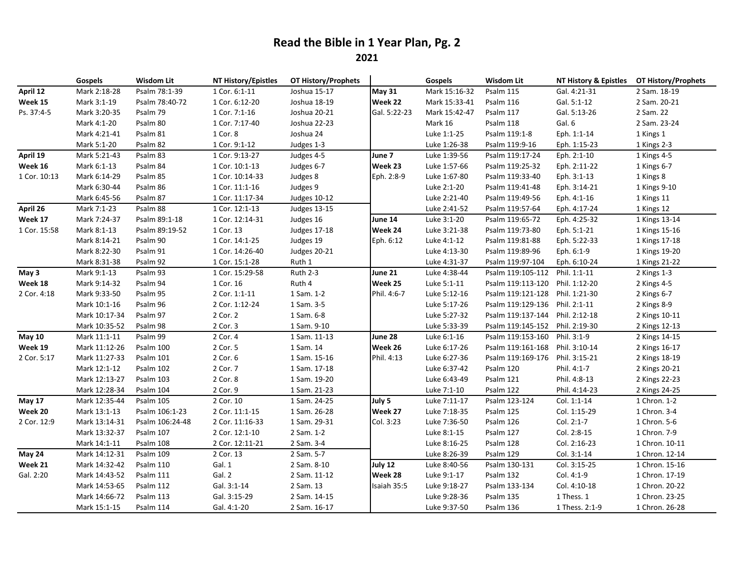# Read the Bible in 1 Year Plan, Pg. 2

## 2021

| | Gospels | Wisdom Lit | NT History/Epistles | OT History/Prophets |
|---|---|---|---|---|
| **April 12** | Mark 2:18-28 | Psalm 78:1-39 | 1 Cor. 6:1-11 | Joshua 15-17 |
| **Week 15** | Mark 3:1-19 | Psalm 78:40-72 | 1 Cor. 6:12-20 | Joshua 18-19 |
| Ps. 37:4-5 | Mark 3:20-35 | Psalm 79 | 1 Cor. 7:1-16 | Joshua 20-21 |
| | Mark 4:1-20 | Psalm 80 | 1 Cor. 7:17-40 | Joshua 22-23 |
| | Mark 4:21-41 | Psalm 81 | 1 Cor. 8 | Joshua 24 |
| | Mark 5:1-20 | Psalm 82 | 1 Cor. 9:1-12 | Judges 1-3 |
| **April 19** | Mark 5:21-43 | Psalm 83 | 1 Cor. 9:13-27 | Judges 4-5 |
| **Week 16** | Mark 6:1-13 | Psalm 84 | 1 Cor. 10:1-13 | Judges 6-7 |
| 1 Cor. 10:13 | Mark 6:14-29 | Psalm 85 | 1 Cor. 10:14-33 | Judges 8 |
| | Mark 6:30-44 | Psalm 86 | 1 Cor. 11:1-16 | Judges 9 |
| | Mark 6:45-56 | Psalm 87 | 1 Cor. 11:17-34 | Judges 10-12 |
| **April 26** | Mark 7:1-23 | Psalm 88 | 1 Cor. 12:1-13 | Judges 13-15 |
| **Week 17** | Mark 7:24-37 | Psalm 89:1-18 | 1 Cor. 12:14-31 | Judges 16 |
| 1 Cor. 15:58 | Mark 8:1-13 | Psalm 89:19-52 | 1 Cor. 13 | Judges 17-18 |
| | Mark 8:14-21 | Psalm 90 | 1 Cor. 14:1-25 | Judges 19 |
| | Mark 8:22-30 | Psalm 91 | 1 Cor. 14:26-40 | Judges 20-21 |
| | Mark 8:31-38 | Psalm 92 | 1 Cor. 15:1-28 | Ruth 1 |
| **May 3** | Mark 9:1-13 | Psalm 93 | 1 Cor. 15:29-58 | Ruth 2-3 |
| **Week 18** | Mark 9:14-32 | Psalm 94 | 1 Cor. 16 | Ruth 4 |
| 2 Cor. 4:18 | Mark 9:33-50 | Psalm 95 | 2 Cor. 1:1-11 | 1 Sam. 1-2 |
| | Mark 10:1-16 | Psalm 96 | 2 Cor. 1:12-24 | 1 Sam. 3-5 |
| | Mark 10:17-34 | Psalm 97 | 2 Cor. 2 | 1 Sam. 6-8 |
| | Mark 10:35-52 | Psalm 98 | 2 Cor. 3 | 1 Sam. 9-10 |
| **May 10** | Mark 11:1-11 | Psalm 99 | 2 Cor. 4 | 1 Sam. 11-13 |
| **Week 19** | Mark 11:12-26 | Psalm 100 | 2 Cor. 5 | 1 Sam. 14 |
| 2 Cor. 5:17 | Mark 11:27-33 | Psalm 101 | 2 Cor. 6 | 1 Sam. 15-16 |
| | Mark 12:1-12 | Psalm 102 | 2 Cor. 7 | 1 Sam. 17-18 |
| | Mark 12:13-27 | Psalm 103 | 2 Cor. 8 | 1 Sam. 19-20 |
| | Mark 12:28-34 | Psalm 104 | 2 Cor. 9 | 1 Sam. 21-23 |
| **May 17** | Mark 12:35-44 | Psalm 105 | 2 Cor. 10 | 1 Sam. 24-25 |
| **Week 20** | Mark 13:1-13 | Psalm 106:1-23 | 2 Cor. 11:1-15 | 1 Sam. 26-28 |
| 2 Cor. 12:9 | Mark 13:14-31 | Psalm 106:24-48 | 2 Cor. 11:16-33 | 1 Sam. 29-31 |
| | Mark 13:32-37 | Psalm 107 | 2 Cor. 12:1-10 | 2 Sam. 1-2 |
| | Mark 14:1-11 | Psalm 108 | 2 Cor. 12:11-21 | 2 Sam. 3-4 |
| **May 24** | Mark 14:12-31 | Psalm 109 | 2 Cor. 13 | 2 Sam. 5-7 |
| **Week 21** | Mark 14:32-42 | Psalm 110 | Gal. 1 | 2 Sam. 8-10 |
| Gal. 2:20 | Mark 14:43-52 | Psalm 111 | Gal. 2 | 2 Sam. 11-12 |
| | Mark 14:53-65 | Psalm 112 | Gal. 3:1-14 | 2 Sam. 13 |
| | Mark 14:66-72 | Psalm 113 | Gal. 3:15-29 | 2 Sam. 14-15 |
| | Mark 15:1-15 | Psalm 114 | Gal. 4:1-20 | 2 Sam. 16-17 |

| | Gospels | Wisdom Lit | NT History & Epistles | OT History/Prophets |
|---|---|---|---|---|
| **May 31** | Mark 15:16-32 | Psalm 115 | Gal. 4:21-31 | 2 Sam. 18-19 |
| **Week 22** | Mark 15:33-41 | Psalm 116 | Gal. 5:1-12 | 2 Sam. 20-21 |
| Gal. 5:22-23 | Mark 15:42-47 | Psalm 117 | Gal. 5:13-26 | 2 Sam. 22 |
| | Mark 16 | Psalm 118 | Gal. 6 | 2 Sam. 23-24 |
| | Luke 1:1-25 | Psalm 119:1-8 | Eph. 1:1-14 | 1 Kings 1 |
| | Luke 1:26-38 | Psalm 119:9-16 | Eph. 1:15-23 | 1 Kings 2-3 |
| **June 7** | Luke 1:39-56 | Psalm 119:17-24 | Eph. 2:1-10 | 1 Kings 4-5 |
| **Week 23** | Luke 1:57-66 | Psalm 119:25-32 | Eph. 2:11-22 | 1 Kings 6-7 |
| Eph. 2:8-9 | Luke 1:67-80 | Psalm 119:33-40 | Eph. 3:1-13 | 1 Kings 8 |
| | Luke 2:1-20 | Psalm 119:41-48 | Eph. 3:14-21 | 1 Kings 9-10 |
| | Luke 2:21-40 | Psalm 119:49-56 | Eph. 4:1-16 | 1 Kings 11 |
| | Luke 2:41-52 | Psalm 119:57-64 | Eph. 4:17-24 | 1 Kings 12 |
| **June 14** | Luke 3:1-20 | Psalm 119:65-72 | Eph. 4:25-32 | 1 Kings 13-14 |
| **Week 24** | Luke 3:21-38 | Psalm 119:73-80 | Eph. 5:1-21 | 1 Kings 15-16 |
| Eph. 6:12 | Luke 4:1-12 | Psalm 119:81-88 | Eph. 5:22-33 | 1 Kings 17-18 |
| | Luke 4:13-30 | Psalm 119:89-96 | Eph. 6:1-9 | 1 Kings 19-20 |
| | Luke 4:31-37 | Psalm 119:97-104 | Eph. 6:10-24 | 1 Kings 21-22 |
| **June 21** | Luke 4:38-44 | Psalm 119:105-112 | Phil. 1:1-11 | 2 Kings 1-3 |
| **Week 25** | Luke 5:1-11 | Psalm 119:113-120 | Phil. 1:12-20 | 2 Kings 4-5 |
| Phil. 4:6-7 | Luke 5:12-16 | Psalm 119:121-128 | Phil. 1:21-30 | 2 Kings 6-7 |
| | Luke 5:17-26 | Psalm 119:129-136 | Phil. 2:1-11 | 2 Kings 8-9 |
| | Luke 5:27-32 | Psalm 119:137-144 | Phil. 2:12-18 | 2 Kings 10-11 |
| | Luke 5:33-39 | Psalm 119:145-152 | Phil. 2:19-30 | 2 Kings 12-13 |
| **June 28** | Luke 6:1-16 | Psalm 119:153-160 | Phil. 3:1-9 | 2 Kings 14-15 |
| **Week 26** | Luke 6:17-26 | Psalm 119:161-168 | Phil. 3:10-14 | 2 Kings 16-17 |
| Phil. 4:13 | Luke 6:27-36 | Psalm 119:169-176 | Phil. 3:15-21 | 2 Kings 18-19 |
| | Luke 6:37-42 | Psalm 120 | Phil. 4:1-7 | 2 Kings 20-21 |
| | Luke 6:43-49 | Psalm 121 | Phil. 4:8-13 | 2 Kings 22-23 |
| | Luke 7:1-10 | Psalm 122 | Phil. 4:14-23 | 2 Kings 24-25 |
| **July 5** | Luke 7:11-17 | Psalm 123-124 | Col. 1:1-14 | 1 Chron. 1-2 |
| **Week 27** | Luke 7:18-35 | Psalm 125 | Col. 1:15-29 | 1 Chron. 3-4 |
| Col. 3:23 | Luke 7:36-50 | Psalm 126 | Col. 2:1-7 | 1 Chron. 5-6 |
| | Luke 8:1-15 | Psalm 127 | Col. 2:8-15 | 1 Chron. 7-9 |
| | Luke 8:16-25 | Psalm 128 | Col. 2:16-23 | 1 Chron. 10-11 |
| | Luke 8:26-39 | Psalm 129 | Col. 3:1-14 | 1 Chron. 12-14 |
| **July 12** | Luke 8:40-56 | Psalm 130-131 | Col. 3:15-25 | 1 Chron. 15-16 |
| **Week 28** | Luke 9:1-17 | Psalm 132 | Col. 4:1-9 | 1 Chron. 17-19 |
| Isaiah 35:5 | Luke 9:18-27 | Psalm 133-134 | Col. 4:10-18 | 1 Chron. 20-22 |
| | Luke 9:28-36 | Psalm 135 | 1 Thess. 1 | 1 Chron. 23-25 |
| | Luke 9:37-50 | Psalm 136 | 1 Thess. 2:1-9 | 1 Chron. 26-28 |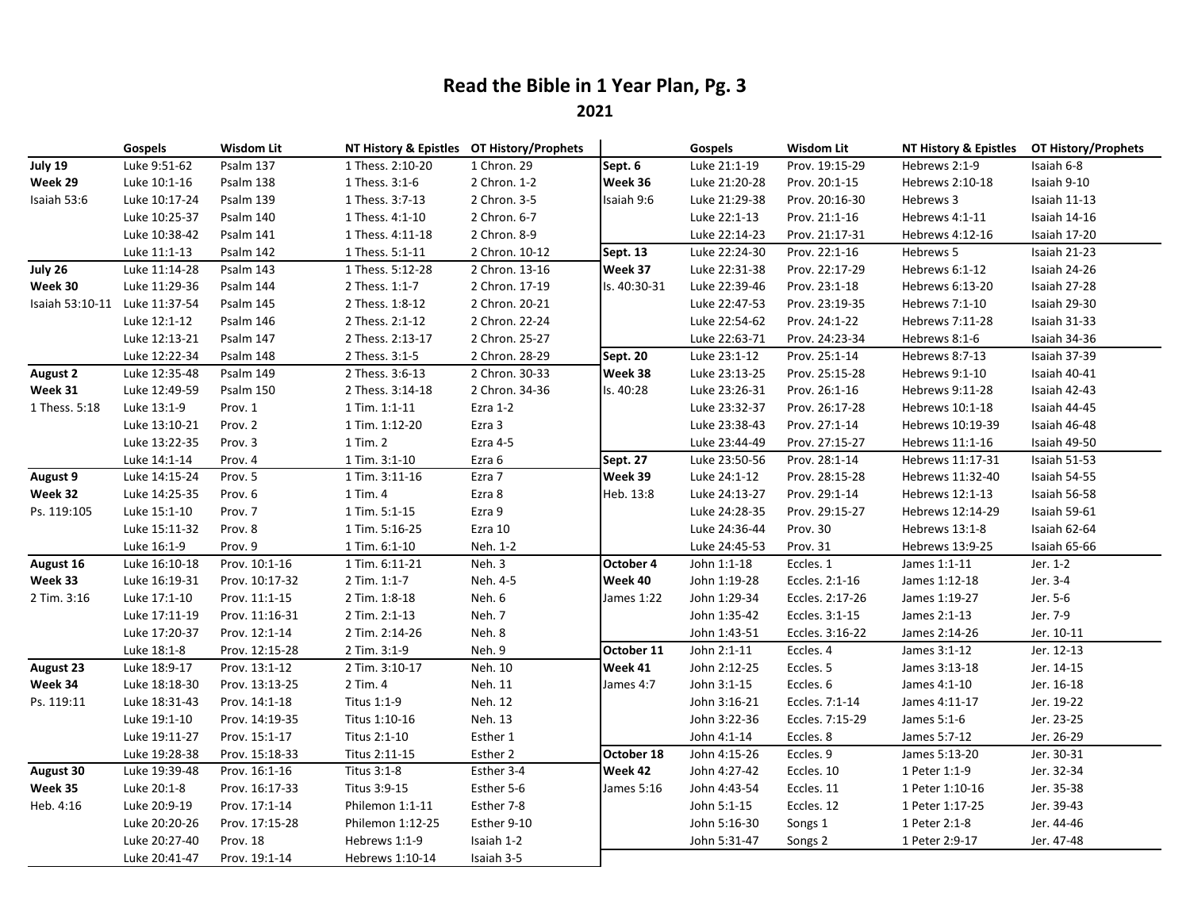# Read the Bible in 1 Year Plan, Pg. 3

## 2021

| | Gospels | Wisdom Lit | NT History & Epistles | OT History/Prophets |
|---|---|---|---|---|
| **July 19** | Luke 9:51-62 | Psalm 137 | 1 Thess. 2:10-20 | 1 Chron. 29 |
| **Week 29** | Luke 10:1-16 | Psalm 138 | 1 Thess. 3:1-6 | 2 Chron. 1-2 |
| Isaiah 53:6 | Luke 10:17-24 | Psalm 139 | 1 Thess. 3:7-13 | 2 Chron. 3-5 |
| | Luke 10:25-37 | Psalm 140 | 1 Thess. 4:1-10 | 2 Chron. 6-7 |
| | Luke 10:38-42 | Psalm 141 | 1 Thess. 4:11-18 | 2 Chron. 8-9 |
| | Luke 11:1-13 | Psalm 142 | 1 Thess. 5:1-11 | 2 Chron. 10-12 |
| **July 26** | Luke 11:14-28 | Psalm 143 | 1 Thess. 5:12-28 | 2 Chron. 13-16 |
| **Week 30** | Luke 11:29-36 | Psalm 144 | 2 Thess. 1:1-7 | 2 Chron. 17-19 |
| Isaiah 53:10-11 | Luke 11:37-54 | Psalm 145 | 2 Thess. 1:8-12 | 2 Chron. 20-21 |
| | Luke 12:1-12 | Psalm 146 | 2 Thess. 2:1-12 | 2 Chron. 22-24 |
| | Luke 12:13-21 | Psalm 147 | 2 Thess. 2:13-17 | 2 Chron. 25-27 |
| | Luke 12:22-34 | Psalm 148 | 2 Thess. 3:1-5 | 2 Chron. 28-29 |
| **August 2** | Luke 12:35-48 | Psalm 149 | 2 Thess. 3:6-13 | 2 Chron. 30-33 |
| **Week 31** | Luke 12:49-59 | Psalm 150 | 2 Thess. 3:14-18 | 2 Chron. 34-36 |
| 1 Thess. 5:18 | Luke 13:1-9 | Prov. 1 | 1 Tim. 1:1-11 | Ezra 1-2 |
| | Luke 13:10-21 | Prov. 2 | 1 Tim. 1:12-20 | Ezra 3 |
| | Luke 13:22-35 | Prov. 3 | 1 Tim. 2 | Ezra 4-5 |
| | Luke 14:1-14 | Prov. 4 | 1 Tim. 3:1-10 | Ezra 6 |
| **August 9** | Luke 14:15-24 | Prov. 5 | 1 Tim. 3:11-16 | Ezra 7 |
| **Week 32** | Luke 14:25-35 | Prov. 6 | 1 Tim. 4 | Ezra 8 |
| Ps. 119:105 | Luke 15:1-10 | Prov. 7 | 1 Tim. 5:1-15 | Ezra 9 |
| | Luke 15:11-32 | Prov. 8 | 1 Tim. 5:16-25 | Ezra 10 |
| | Luke 16:1-9 | Prov. 9 | 1 Tim. 6:1-10 | Neh. 1-2 |
| **August 16** | Luke 16:10-18 | Prov. 10:1-16 | 1 Tim. 6:11-21 | Neh. 3 |
| **Week 33** | Luke 16:19-31 | Prov. 10:17-32 | 2 Tim. 1:1-7 | Neh. 4-5 |
| 2 Tim. 3:16 | Luke 17:1-10 | Prov. 11:1-15 | 2 Tim. 1:8-18 | Neh. 6 |
| | Luke 17:11-19 | Prov. 11:16-31 | 2 Tim. 2:1-13 | Neh. 7 |
| | Luke 17:20-37 | Prov. 12:1-14 | 2 Tim. 2:14-26 | Neh. 8 |
| | Luke 18:1-8 | Prov. 12:15-28 | 2 Tim. 3:1-9 | Neh. 9 |
| **August 23** | Luke 18:9-17 | Prov. 13:1-12 | 2 Tim. 3:10-17 | Neh. 10 |
| **Week 34** | Luke 18:18-30 | Prov. 13:13-25 | 2 Tim. 4 | Neh. 11 |
| Ps. 119:11 | Luke 18:31-43 | Prov. 14:1-18 | Titus 1:1-9 | Neh. 12 |
| | Luke 19:1-10 | Prov. 14:19-35 | Titus 1:10-16 | Neh. 13 |
| | Luke 19:11-27 | Prov. 15:1-17 | Titus 2:1-10 | Esther 1 |
| | Luke 19:28-38 | Prov. 15:18-33 | Titus 2:11-15 | Esther 2 |
| **August 30** | Luke 19:39-48 | Prov. 16:1-16 | Titus 3:1-8 | Esther 3-4 |
| **Week 35** | Luke 20:1-8 | Prov. 16:17-33 | Titus 3:9-15 | Esther 5-6 |
| Heb. 4:16 | Luke 20:9-19 | Prov. 17:1-14 | Philemon 1:1-11 | Esther 7-8 |
| | Luke 20:20-26 | Prov. 17:15-28 | Philemon 1:12-25 | Esther 9-10 |
| | Luke 20:27-40 | Prov. 18 | Hebrews 1:1-9 | Isaiah 1-2 |
| | Luke 20:41-47 | Prov. 19:1-14 | Hebrews 1:10-14 | Isaiah 3-5 |
| **Sept. 6** | Luke 21:1-19 | Prov. 19:15-29 | Hebrews 2:1-9 | Isaiah 6-8 |
| **Week 36** | Luke 21:20-28 | Prov. 20:1-15 | Hebrews 2:10-18 | Isaiah 9-10 |
| Isaiah 9:6 | Luke 21:29-38 | Prov. 20:16-30 | Hebrews 3 | Isaiah 11-13 |
| | Luke 22:1-13 | Prov. 21:1-16 | Hebrews 4:1-11 | Isaiah 14-16 |
| | Luke 22:14-23 | Prov. 21:17-31 | Hebrews 4:12-16 | Isaiah 17-20 |
| **Sept. 13** | Luke 22:24-30 | Prov. 22:1-16 | Hebrews 5 | Isaiah 21-23 |
| **Week 37** | Luke 22:31-38 | Prov. 22:17-29 | Hebrews 6:1-12 | Isaiah 24-26 |
| Is. 40:30-31 | Luke 22:39-46 | Prov. 23:1-18 | Hebrews 6:13-20 | Isaiah 27-28 |
| | Luke 22:47-53 | Prov. 23:19-35 | Hebrews 7:1-10 | Isaiah 29-30 |
| | Luke 22:54-62 | Prov. 24:1-22 | Hebrews 7:11-28 | Isaiah 31-33 |
| | Luke 22:63-71 | Prov. 24:23-34 | Hebrews 8:1-6 | Isaiah 34-36 |
| **Sept. 20** | Luke 23:1-12 | Prov. 25:1-14 | Hebrews 8:7-13 | Isaiah 37-39 |
| **Week 38** | Luke 23:13-25 | Prov. 25:15-28 | Hebrews 9:1-10 | Isaiah 40-41 |
| Is. 40:28 | Luke 23:26-31 | Prov. 26:1-16 | Hebrews 9:11-28 | Isaiah 42-43 |
| | Luke 23:32-37 | Prov. 26:17-28 | Hebrews 10:1-18 | Isaiah 44-45 |
| | Luke 23:38-43 | Prov. 27:1-14 | Hebrews 10:19-39 | Isaiah 46-48 |
| | Luke 23:44-49 | Prov. 27:15-27 | Hebrews 11:1-16 | Isaiah 49-50 |
| **Sept. 27** | Luke 23:50-56 | Prov. 28:1-14 | Hebrews 11:17-31 | Isaiah 51-53 |
| **Week 39** | Luke 24:1-12 | Prov. 28:15-28 | Hebrews 11:32-40 | Isaiah 54-55 |
| Heb. 13:8 | Luke 24:13-27 | Prov. 29:1-14 | Hebrews 12:1-13 | Isaiah 56-58 |
| | Luke 24:28-35 | Prov. 29:15-27 | Hebrews 12:14-29 | Isaiah 59-61 |
| | Luke 24:36-44 | Prov. 30 | Hebrews 13:1-8 | Isaiah 62-64 |
| | Luke 24:45-53 | Prov. 31 | Hebrews 13:9-25 | Isaiah 65-66 |
| **October 4** | John 1:1-18 | Eccles. 1 | James 1:1-11 | Jer. 1-2 |
| **Week 40** | John 1:19-28 | Eccles. 2:1-16 | James 1:12-18 | Jer. 3-4 |
| James 1:22 | John 1:29-34 | Eccles. 2:17-26 | James 1:19-27 | Jer. 5-6 |
| | John 1:35-42 | Eccles. 3:1-15 | James 2:1-13 | Jer. 7-9 |
| | John 1:43-51 | Eccles. 3:16-22 | James 2:14-26 | Jer. 10-11 |
| **October 11** | John 2:1-11 | Eccles. 4 | James 3:1-12 | Jer. 12-13 |
| **Week 41** | John 2:12-25 | Eccles. 5 | James 3:13-18 | Jer. 14-15 |
| James 4:7 | John 3:1-15 | Eccles. 6 | James 4:1-10 | Jer. 16-18 |
| | John 3:16-21 | Eccles. 7:1-14 | James 4:11-17 | Jer. 19-22 |
| | John 3:22-36 | Eccles. 7:15-29 | James 5:1-6 | Jer. 23-25 |
| | John 4:1-14 | Eccles. 8 | James 5:7-12 | Jer. 26-29 |
| **October 18** | John 4:15-26 | Eccles. 9 | James 5:13-20 | Jer. 30-31 |
| **Week 42** | John 4:27-42 | Eccles. 10 | 1 Peter 1:1-9 | Jer. 32-34 |
| James 5:16 | John 4:43-54 | Eccles. 11 | 1 Peter 1:10-16 | Jer. 35-38 |
| | John 5:1-15 | Eccles. 12 | 1 Peter 1:17-25 | Jer. 39-43 |
| | John 5:16-30 | Songs 1 | 1 Peter 2:1-8 | Jer. 44-46 |
| | John 5:31-47 | Songs 2 | 1 Peter 2:9-17 | Jer. 47-48 |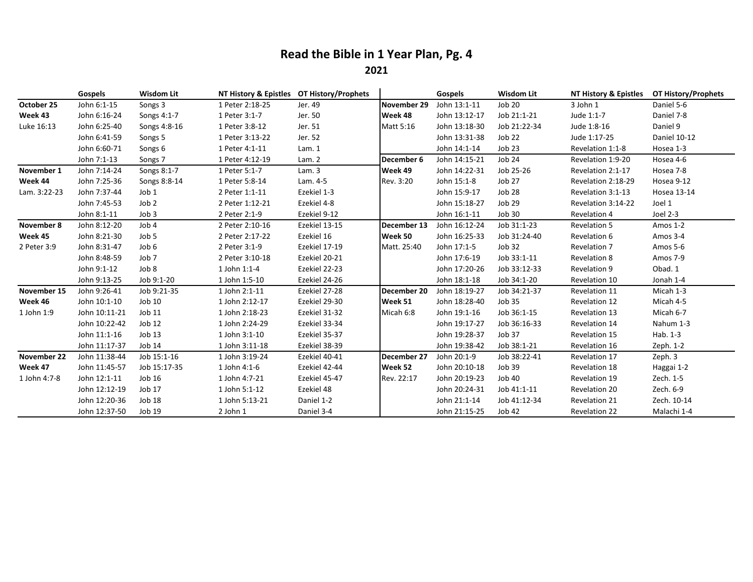# Read the Bible in 1 Year Plan, Pg. 4

## 2021

| | Gospels | Wisdom Lit | NT History & Epistles | OT History/Prophets | | Gospels | Wisdom Lit | NT History & Epistles | OT History/Prophets |
|---|---|---|---|---|---|---|---|---|---|
| **October 25** | John 6:1-15 | Songs 3 | 1 Peter 2:18-25 | Jer. 49 | **November 29** | John 13:1-11 | Job 20 | 3 John 1 | Daniel 5-6 |
| **Week 43** | John 6:16-24 | Songs 4:1-7 | 1 Peter 3:1-7 | Jer. 50 | **Week 48** | John 13:12-17 | Job 21:1-21 | Jude 1:1-7 | Daniel 7-8 |
| Luke 16:13 | John 6:25-40 | Songs 4:8-16 | 1 Peter 3:8-12 | Jer. 51 | Matt 5:16 | John 13:18-30 | Job 21:22-34 | Jude 1:8-16 | Daniel 9 |
| | John 6:41-59 | Songs 5 | 1 Peter 3:13-22 | Jer. 52 | | John 13:31-38 | Job 22 | Jude 1:17-25 | Daniel 10-12 |
| | John 6:60-71 | Songs 6 | 1 Peter 4:1-11 | Lam. 1 | | John 14:1-14 | Job 23 | Revelation 1:1-8 | Hosea 1-3 |
| | John 7:1-13 | Songs 7 | 1 Peter 4:12-19 | Lam. 2 | **December 6** | John 14:15-21 | Job 24 | Revelation 1:9-20 | Hosea 4-6 |
| **November 1** | John 7:14-24 | Songs 8:1-7 | 1 Peter 5:1-7 | Lam. 3 | **Week 49** | John 14:22-31 | Job 25-26 | Revelation 2:1-17 | Hosea 7-8 |
| **Week 44** | John 7:25-36 | Songs 8:8-14 | 1 Peter 5:8-14 | Lam. 4-5 | Rev. 3:20 | John 15:1-8 | Job 27 | Revelation 2:18-29 | Hosea 9-12 |
| Lam. 3:22-23 | John 7:37-44 | Job 1 | 2 Peter 1:1-11 | Ezekiel 1-3 | | John 15:9-17 | Job 28 | Revelation 3:1-13 | Hosea 13-14 |
| | John 7:45-53 | Job 2 | 2 Peter 1:12-21 | Ezekiel 4-8 | | John 15:18-27 | Job 29 | Revelation 3:14-22 | Joel 1 |
| | John 8:1-11 | Job 3 | 2 Peter 2:1-9 | Ezekiel 9-12 | | John 16:1-11 | Job 30 | Revelation 4 | Joel 2-3 |
| **November 8** | John 8:12-20 | Job 4 | 2 Peter 2:10-16 | Ezekiel 13-15 | **December 13** | John 16:12-24 | Job 31:1-23 | Revelation 5 | Amos 1-2 |
| **Week 45** | John 8:21-30 | Job 5 | 2 Peter 2:17-22 | Ezekiel 16 | **Week 50** | John 16:25-33 | Job 31:24-40 | Revelation 6 | Amos 3-4 |
| 2 Peter 3:9 | John 8:31-47 | Job 6 | 2 Peter 3:1-9 | Ezekiel 17-19 | Matt. 25:40 | John 17:1-5 | Job 32 | Revelation 7 | Amos 5-6 |
| | John 8:48-59 | Job 7 | 2 Peter 3:10-18 | Ezekiel 20-21 | | John 17:6-19 | Job 33:1-11 | Revelation 8 | Amos 7-9 |
| | John 9:1-12 | Job 8 | 1 John 1:1-4 | Ezekiel 22-23 | | John 17:20-26 | Job 33:12-33 | Revelation 9 | Obad. 1 |
| | John 9:13-25 | Job 9:1-20 | 1 John 1:5-10 | Ezekiel 24-26 | | John 18:1-18 | Job 34:1-20 | Revelation 10 | Jonah 1-4 |
| **November 15** | John 9:26-41 | Job 9:21-35 | 1 John 2:1-11 | Ezekiel 27-28 | **December 20** | John 18:19-27 | Job 34:21-37 | Revelation 11 | Micah 1-3 |
| **Week 46** | John 10:1-10 | Job 10 | 1 John 2:12-17 | Ezekiel 29-30 | **Week 51** | John 18:28-40 | Job 35 | Revelation 12 | Micah 4-5 |
| 1 John 1:9 | John 10:11-21 | Job 11 | 1 John 2:18-23 | Ezekiel 31-32 | Micah 6:8 | John 19:1-16 | Job 36:1-15 | Revelation 13 | Micah 6-7 |
| | John 10:22-42 | Job 12 | 1 John 2:24-29 | Ezekiel 33-34 | | John 19:17-27 | Job 36:16-33 | Revelation 14 | Nahum 1-3 |
| | John 11:1-16 | Job 13 | 1 John 3:1-10 | Ezekiel 35-37 | | John 19:28-37 | Job 37 | Revelation 15 | Hab. 1-3 |
| | John 11:17-37 | Job 14 | 1 John 3:11-18 | Ezekiel 38-39 | | John 19:38-42 | Job 38:1-21 | Revelation 16 | Zeph. 1-2 |
| **November 22** | John 11:38-44 | Job 15:1-16 | 1 John 3:19-24 | Ezekiel 40-41 | **December 27** | John 20:1-9 | Job 38:22-41 | Revelation 17 | Zeph. 3 |
| **Week 47** | John 11:45-57 | Job 15:17-35 | 1 John 4:1-6 | Ezekiel 42-44 | **Week 52** | John 20:10-18 | Job 39 | Revelation 18 | Haggai 1-2 |
| 1 John 4:7-8 | John 12:1-11 | Job 16 | 1 John 4:7-21 | Ezekiel 45-47 | Rev. 22:17 | John 20:19-23 | Job 40 | Revelation 19 | Zech. 1-5 |
| | John 12:12-19 | Job 17 | 1 John 5:1-12 | Ezekiel 48 | | John 20:24-31 | Job 41:1-11 | Revelation 20 | Zech. 6-9 |
| | John 12:20-36 | Job 18 | 1 John 5:13-21 | Daniel 1-2 | | John 21:1-14 | Job 41:12-34 | Revelation 21 | Zech. 10-14 |
| | John 12:37-50 | Job 19 | 2 John 1 | Daniel 3-4 | | John 21:15-25 | Job 42 | Revelation 22 | Malachi 1-4 |